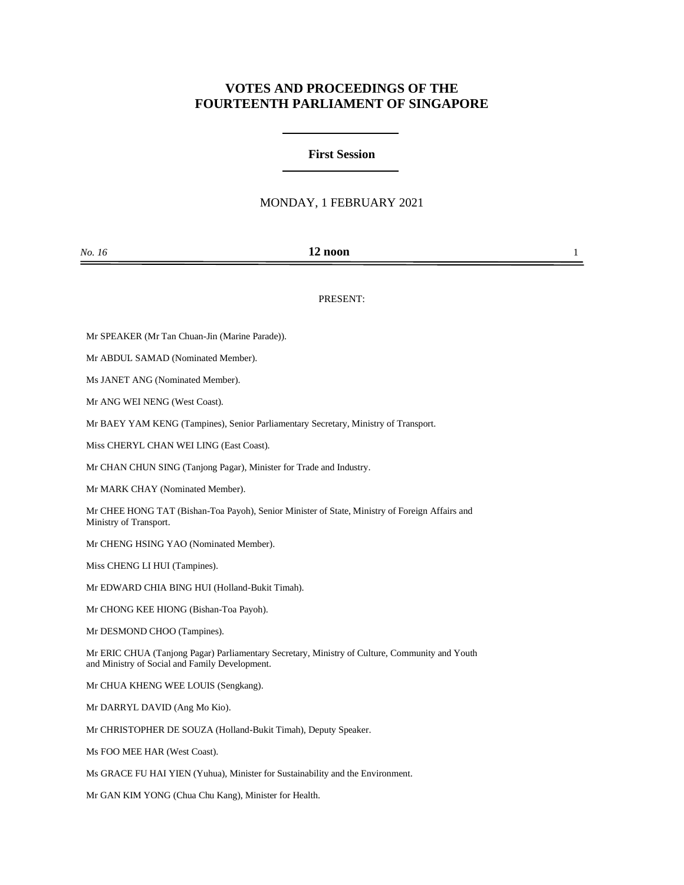# VOTES AND PROCEEDINGS OF THE FOURTEENTH PARLIAMENT OF SINGAPORE

## First Session

MONDAY, 1 FEBRUARY 2021

*No. 16* **12 noon**

PRESENT:

Mr SPEAKER (Mr Tan Chuan-Jin (Marine Parade)).

Mr ABDUL SAMAD (Nominated Member).

Ms JANET ANG (Nominated Member).

Mr ANG WEI NENG (West Coast).

Mr BAEY YAM KENG (Tampines), Senior Parliamentary Secretary, Ministry of Transport.

Miss CHERYL CHAN WEI LING (East Coast).

Mr CHAN CHUN SING (Tanjong Pagar), Minister for Trade and Industry.

Mr MARK CHAY (Nominated Member).

Mr CHEE HONG TAT (Bishan-Toa Payoh), Senior Minister of State, Ministry of Foreign Affairs and Ministry of Transport.

Mr CHENG HSING YAO (Nominated Member).

Miss CHENG LI HUI (Tampines).

Mr EDWARD CHIA BING HUI (Holland-Bukit Timah).

Mr CHONG KEE HIONG (Bishan-Toa Payoh).

Mr DESMOND CHOO (Tampines).

Mr ERIC CHUA (Tanjong Pagar) Parliamentary Secretary, Ministry of Culture, Community and Youth and Ministry of Social and Family Development.

Mr CHUA KHENG WEE LOUIS (Sengkang).

Mr DARRYL DAVID (Ang Mo Kio).

Mr CHRISTOPHER DE SOUZA (Holland-Bukit Timah), Deputy Speaker.

Ms FOO MEE HAR (West Coast).

Ms GRACE FU HAI YIEN (Yuhua), Minister for Sustainability and the Environment.

Mr GAN KIM YONG (Chua Chu Kang), Minister for Health.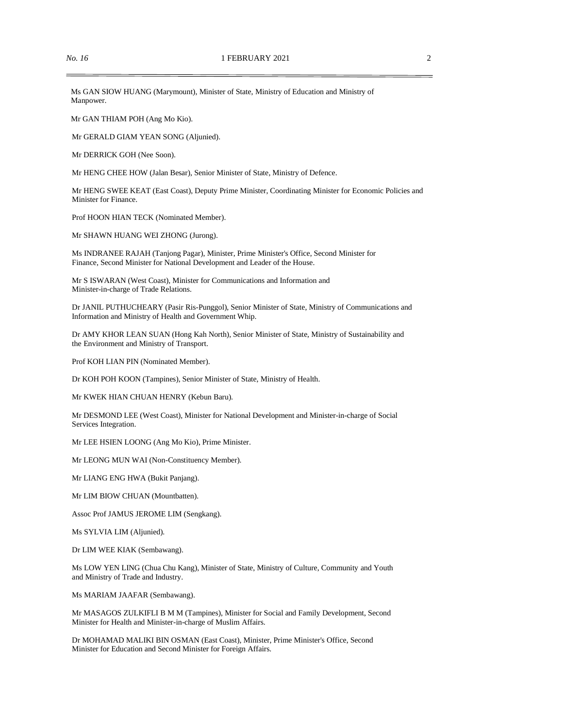Ms GAN SIOW HUANG (Marymount), Minister of State, Ministry of Education and Ministry of Manpower.

Mr GAN THIAM POH (Ang Mo Kio).

Mr GERALD GIAM YEAN SONG (Aljunied).

Mr DERRICK GOH (Nee Soon).

Mr HENG CHEE HOW (Jalan Besar), Senior Minister of State, Ministry of Defence.

Mr HENG SWEE KEAT (East Coast), Deputy Prime Minister, Coordinating Minister for Economic Policies and Minister for Finance.

Prof HOON HIAN TECK (Nominated Member).

Mr SHAWN HUANG WEI ZHONG (Jurong).

Ms INDRANEE RAJAH (Tanjong Pagar), Minister, Prime Minister's Office, Second Minister for Finance, Second Minister for National Development and Leader of the House.

Mr S ISWARAN (West Coast), Minister for Communications and Information and Minister-in-charge of Trade Relations.

Dr JANIL PUTHUCHEARY (Pasir Ris-Punggol), Senior Minister of State, Ministry of Communications and Information and Ministry of Health and Government Whip.

Dr AMY KHOR LEAN SUAN (Hong Kah North), Senior Minister of State, Ministry of Sustainability and the Environment and Ministry of Transport.

Prof KOH LIAN PIN (Nominated Member).

Dr KOH POH KOON (Tampines), Senior Minister of State, Ministry of Health.

Mr KWEK HIAN CHUAN HENRY (Kebun Baru).

Mr DESMOND LEE (West Coast), Minister for National Development and Minister-in-charge of Social Services Integration.

Mr LEE HSIEN LOONG (Ang Mo Kio), Prime Minister.

Mr LEONG MUN WAI (Non-Constituency Member).

Mr LIANG ENG HWA (Bukit Panjang).

Mr LIM BIOW CHUAN (Mountbatten).

Assoc Prof JAMUS JEROME LIM (Sengkang).

Ms SYLVIA LIM (Aljunied).

Dr LIM WEE KIAK (Sembawang).

Ms LOW YEN LING (Chua Chu Kang), Minister of State, Ministry of Culture, Community and Youth and Ministry of Trade and Industry.

Ms MARIAM JAAFAR (Sembawang).

Mr MASAGOS ZULKIFLI B M M (Tampines), Minister for Social and Family Development, Second Minister for Health and Minister-in-charge of Muslim Affairs.

Dr MOHAMAD MALIKI BIN OSMAN (East Coast), Minister, Prime Minister's Office, Second Minister for Education and Second Minister for Foreign Affairs.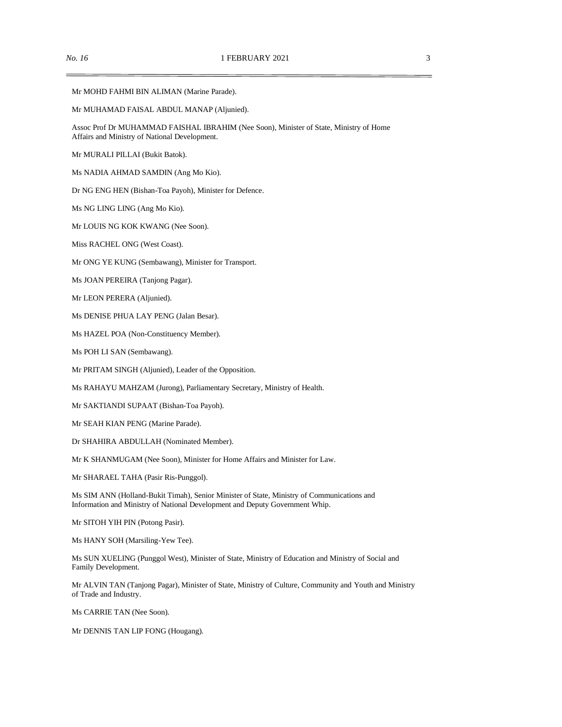Mr MOHD FAHMI BIN ALIMAN (Marine Parade).

Mr MUHAMAD FAISAL ABDUL MANAP (Aljunied).

Assoc Prof Dr MUHAMMAD FAISHAL IBRAHIM (Nee Soon), Minister of State, Ministry of Home Affairs and Ministry of National Development.

Mr MURALI PILLAI (Bukit Batok).

Ms NADIA AHMAD SAMDIN (Ang Mo Kio).

Dr NG ENG HEN (Bishan-Toa Payoh), Minister for Defence.

Ms NG LING LING (Ang Mo Kio).

Mr LOUIS NG KOK KWANG (Nee Soon).

Miss RACHEL ONG (West Coast).

Mr ONG YE KUNG (Sembawang), Minister for Transport.

Ms JOAN PEREIRA (Tanjong Pagar).

Mr LEON PERERA (Aljunied).

Ms DENISE PHUA LAY PENG (Jalan Besar).

Ms HAZEL POA (Non-Constituency Member).

Ms POH LI SAN (Sembawang).

Mr PRITAM SINGH (Aljunied), Leader of the Opposition.

Ms RAHAYU MAHZAM (Jurong), Parliamentary Secretary, Ministry of Health.

Mr SAKTIANDI SUPAAT (Bishan-Toa Payoh).

Mr SEAH KIAN PENG (Marine Parade).

Dr SHAHIRA ABDULLAH (Nominated Member).

Mr K SHANMUGAM (Nee Soon), Minister for Home Affairs and Minister for Law.

Mr SHARAEL TAHA (Pasir Ris-Punggol).

Ms SIM ANN (Holland-Bukit Timah), Senior Minister of State, Ministry of Communications and Information and Ministry of National Development and Deputy Government Whip.

Mr SITOH YIH PIN (Potong Pasir).

Ms HANY SOH (Marsiling-Yew Tee).

Ms SUN XUELING (Punggol West), Minister of State, Ministry of Education and Ministry of Social and Family Development.

Mr ALVIN TAN (Tanjong Pagar), Minister of State, Ministry of Culture, Community and Youth and Ministry of Trade and Industry.

Ms CARRIE TAN (Nee Soon).

Mr DENNIS TAN LIP FONG (Hougang).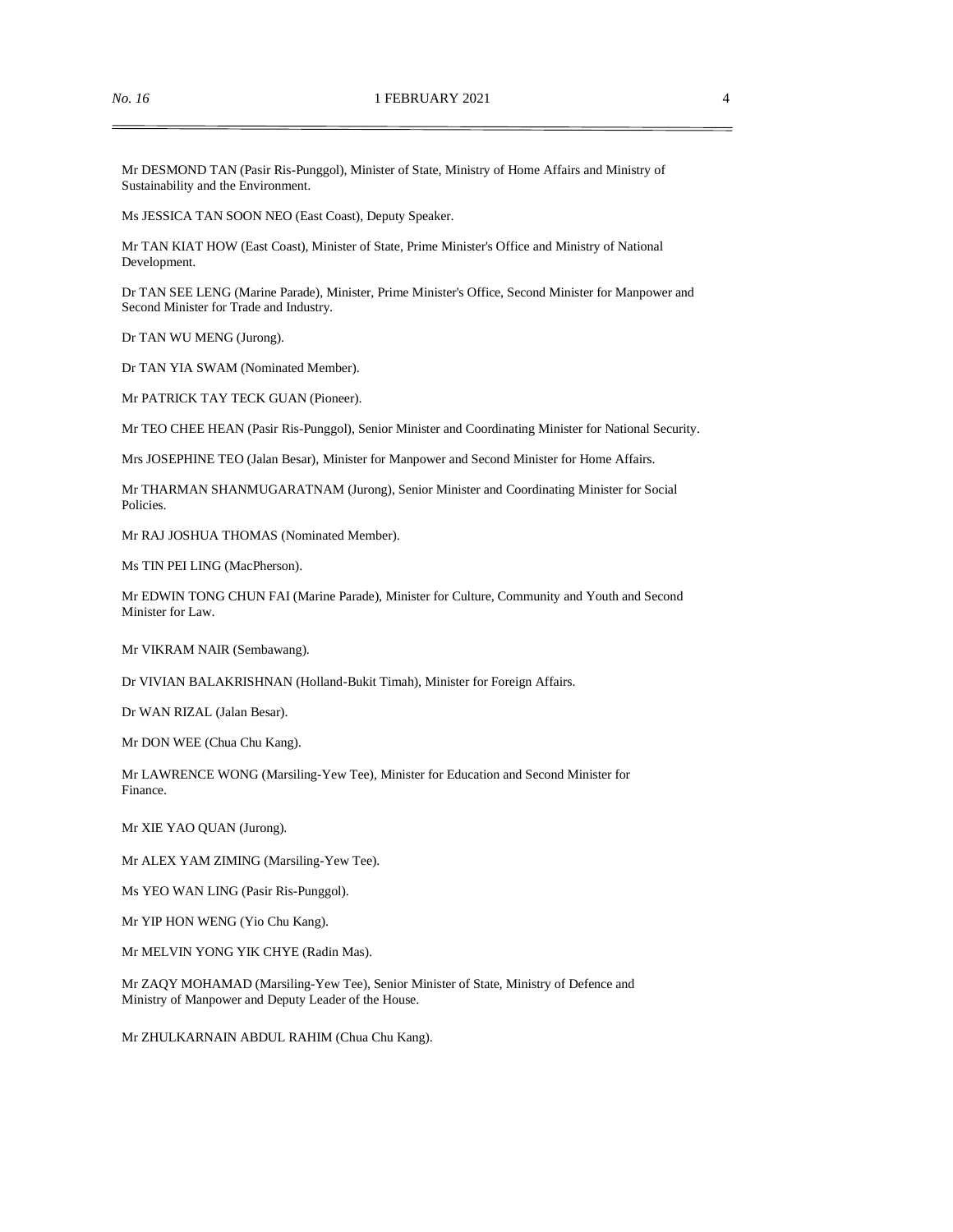Mr DESMOND TAN (Pasir Ris-Punggol), Minister of State, Ministry of Home Affairs and Ministry of Sustainability and the Environment.

Ms JESSICA TAN SOON NEO (East Coast), Deputy Speaker.

Mr TAN KIAT HOW (East Coast), Minister of State, Prime Minister's Office and Ministry of National Development.

Dr TAN SEE LENG (Marine Parade), Minister, Prime Minister's Office, Second Minister for Manpower and Second Minister for Trade and Industry.

Dr TAN WU MENG (Jurong).

Dr TAN YIA SWAM (Nominated Member).

Mr PATRICK TAY TECK GUAN (Pioneer).

Mr TEO CHEE HEAN (Pasir Ris-Punggol), Senior Minister and Coordinating Minister for National Security.

Mrs JOSEPHINE TEO (Jalan Besar), Minister for Manpower and Second Minister for Home Affairs.

Mr THARMAN SHANMUGARATNAM (Jurong), Senior Minister and Coordinating Minister for Social Policies.

Mr RAJ JOSHUA THOMAS (Nominated Member).

Ms TIN PEI LING (MacPherson).

Mr EDWIN TONG CHUN FAI (Marine Parade), Minister for Culture, Community and Youth and Second Minister for Law.

Mr VIKRAM NAIR (Sembawang).

Dr VIVIAN BALAKRISHNAN (Holland-Bukit Timah), Minister for Foreign Affairs.

Dr WAN RIZAL (Jalan Besar).

Mr DON WEE (Chua Chu Kang).

Mr LAWRENCE WONG (Marsiling-Yew Tee), Minister for Education and Second Minister for Finance.

Mr XIE YAO QUAN (Jurong).

Mr ALEX YAM ZIMING (Marsiling-Yew Tee).

Ms YEO WAN LING (Pasir Ris-Punggol).

Mr YIP HON WENG (Yio Chu Kang).

Mr MELVIN YONG YIK CHYE (Radin Mas).

Mr ZAQY MOHAMAD (Marsiling-Yew Tee), Senior Minister of State, Ministry of Defence and Ministry of Manpower and Deputy Leader of the House.

Mr ZHULKARNAIN ABDUL RAHIM (Chua Chu Kang).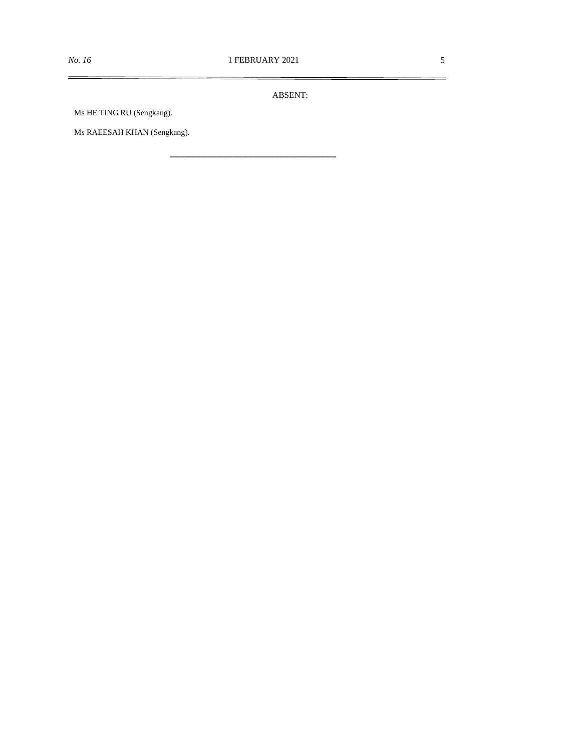ABSENT:

Ms HE TING RU (Sengkang).

Ms RAEESAH KHAN (Sengkang).

---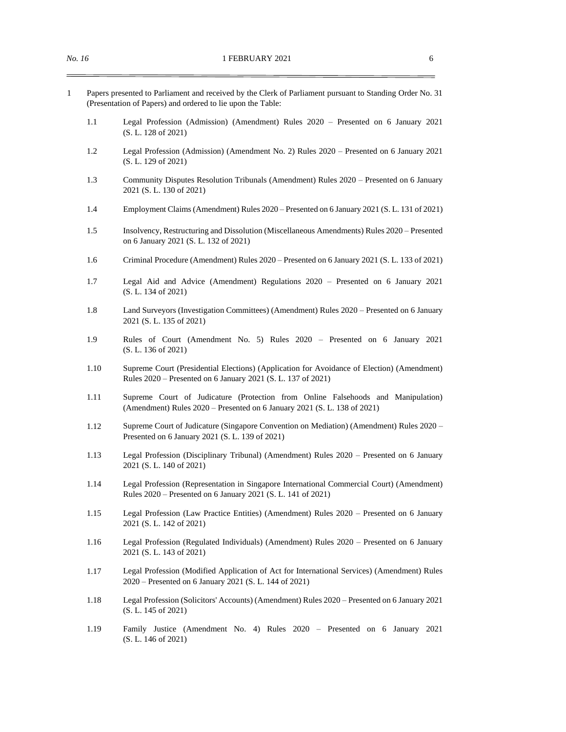1 Papers presented to Parliament and received by the Clerk of Parliament pursuant to Standing Order No. 31 (Presentation of Papers) and ordered to lie upon the Table:

1.1 Legal Profession (Admission) (Amendment) Rules 2020 – Presented on 6 January 2021 (S. L. 128 of 2021)

1.2 Legal Profession (Admission) (Amendment No. 2) Rules 2020 – Presented on 6 January 2021 (S. L. 129 of 2021)

1.3 Community Disputes Resolution Tribunals (Amendment) Rules 2020 – Presented on 6 January 2021 (S. L. 130 of 2021)

1.4 Employment Claims (Amendment) Rules 2020 – Presented on 6 January 2021 (S. L. 131 of 2021)

1.5 Insolvency, Restructuring and Dissolution (Miscellaneous Amendments) Rules 2020 – Presented on 6 January 2021 (S. L. 132 of 2021)

1.6 Criminal Procedure (Amendment) Rules 2020 – Presented on 6 January 2021 (S. L. 133 of 2021)

1.7 Legal Aid and Advice (Amendment) Regulations 2020 – Presented on 6 January 2021 (S. L. 134 of 2021)

1.8 Land Surveyors (Investigation Committees) (Amendment) Rules 2020 – Presented on 6 January 2021 (S. L. 135 of 2021)

1.9 Rules of Court (Amendment No. 5) Rules 2020 – Presented on 6 January 2021 (S. L. 136 of 2021)

1.10 Supreme Court (Presidential Elections) (Application for Avoidance of Election) (Amendment) Rules 2020 – Presented on 6 January 2021 (S. L. 137 of 2021)

1.11 Supreme Court of Judicature (Protection from Online Falsehoods and Manipulation) (Amendment) Rules 2020 – Presented on 6 January 2021 (S. L. 138 of 2021)

1.12 Supreme Court of Judicature (Singapore Convention on Mediation) (Amendment) Rules 2020 – Presented on 6 January 2021 (S. L. 139 of 2021)

1.13 Legal Profession (Disciplinary Tribunal) (Amendment) Rules 2020 – Presented on 6 January 2021 (S. L. 140 of 2021)

1.14 Legal Profession (Representation in Singapore International Commercial Court) (Amendment) Rules 2020 – Presented on 6 January 2021 (S. L. 141 of 2021)

1.15 Legal Profession (Law Practice Entities) (Amendment) Rules 2020 – Presented on 6 January 2021 (S. L. 142 of 2021)

1.16 Legal Profession (Regulated Individuals) (Amendment) Rules 2020 – Presented on 6 January 2021 (S. L. 143 of 2021)

1.17 Legal Profession (Modified Application of Act for International Services) (Amendment) Rules 2020 – Presented on 6 January 2021 (S. L. 144 of 2021)

1.18 Legal Profession (Solicitors' Accounts) (Amendment) Rules 2020 – Presented on 6 January 2021 (S. L. 145 of 2021)

1.19 Family Justice (Amendment No. 4) Rules 2020 – Presented on 6 January 2021 (S. L. 146 of 2021)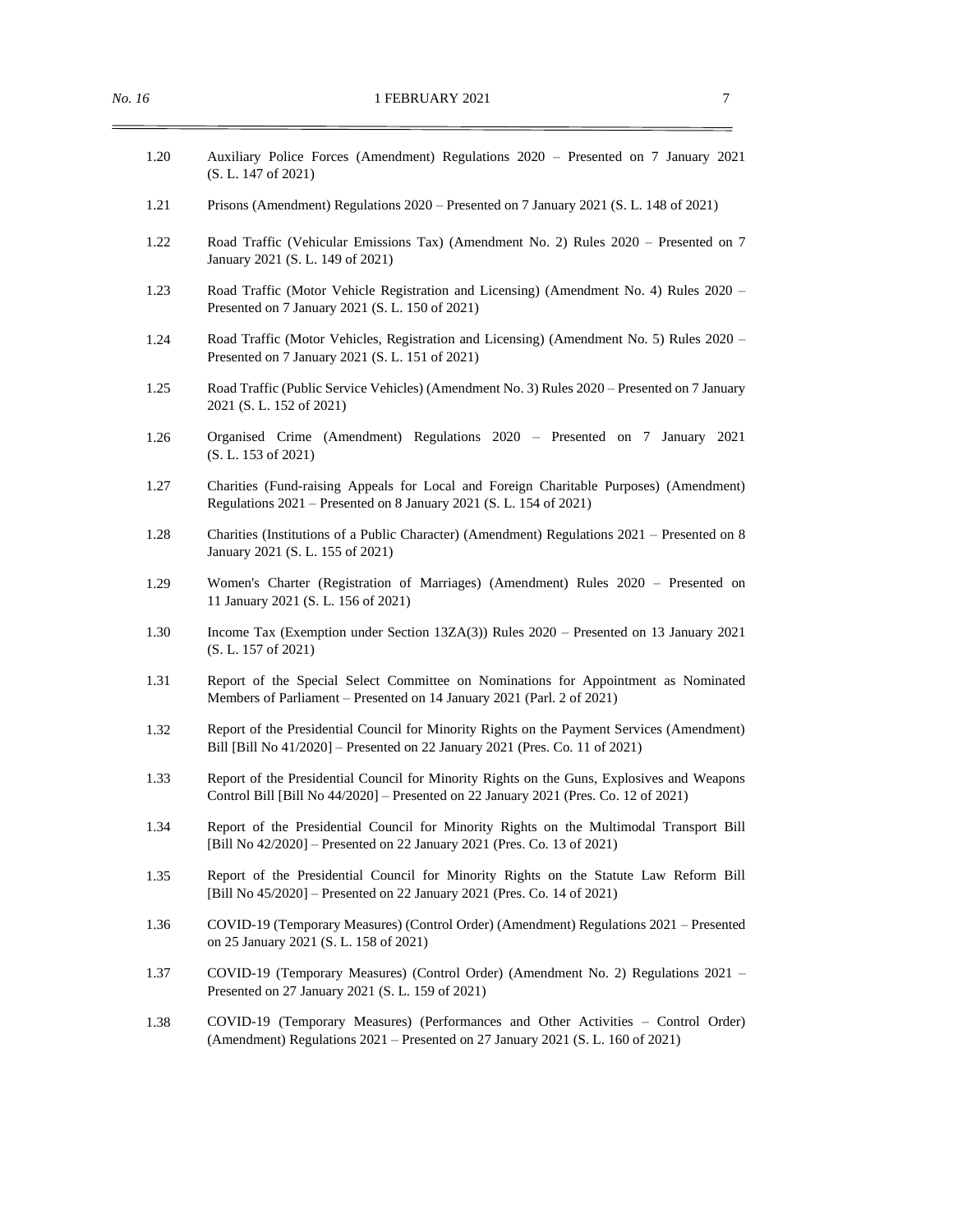1.20 Auxiliary Police Forces (Amendment) Regulations 2020 – Presented on 7 January 2021 (S. L. 147 of 2021)

1.21 Prisons (Amendment) Regulations 2020 – Presented on 7 January 2021 (S. L. 148 of 2021)

1.22 Road Traffic (Vehicular Emissions Tax) (Amendment No. 2) Rules 2020 – Presented on 7 January 2021 (S. L. 149 of 2021)

1.23 Road Traffic (Motor Vehicle Registration and Licensing) (Amendment No. 4) Rules 2020 – Presented on 7 January 2021 (S. L. 150 of 2021)

1.24 Road Traffic (Motor Vehicles, Registration and Licensing) (Amendment No. 5) Rules 2020 – Presented on 7 January 2021 (S. L. 151 of 2021)

1.25 Road Traffic (Public Service Vehicles) (Amendment No. 3) Rules 2020 – Presented on 7 January 2021 (S. L. 152 of 2021)

1.26 Organised Crime (Amendment) Regulations 2020 – Presented on 7 January 2021 (S. L. 153 of 2021)

1.27 Charities (Fund-raising Appeals for Local and Foreign Charitable Purposes) (Amendment) Regulations 2021 – Presented on 8 January 2021 (S. L. 154 of 2021)

1.28 Charities (Institutions of a Public Character) (Amendment) Regulations 2021 – Presented on 8 January 2021 (S. L. 155 of 2021)

1.29 Women's Charter (Registration of Marriages) (Amendment) Rules 2020 – Presented on 11 January 2021 (S. L. 156 of 2021)

1.30 Income Tax (Exemption under Section 13ZA(3)) Rules 2020 – Presented on 13 January 2021 (S. L. 157 of 2021)

1.31 Report of the Special Select Committee on Nominations for Appointment as Nominated Members of Parliament – Presented on 14 January 2021 (Parl. 2 of 2021)

1.32 Report of the Presidential Council for Minority Rights on the Payment Services (Amendment) Bill [Bill No 41/2020] – Presented on 22 January 2021 (Pres. Co. 11 of 2021)

1.33 Report of the Presidential Council for Minority Rights on the Guns, Explosives and Weapons Control Bill [Bill No 44/2020] – Presented on 22 January 2021 (Pres. Co. 12 of 2021)

1.34 Report of the Presidential Council for Minority Rights on the Multimodal Transport Bill [Bill No 42/2020] – Presented on 22 January 2021 (Pres. Co. 13 of 2021)

1.35 Report of the Presidential Council for Minority Rights on the Statute Law Reform Bill [Bill No 45/2020] – Presented on 22 January 2021 (Pres. Co. 14 of 2021)

1.36 COVID-19 (Temporary Measures) (Control Order) (Amendment) Regulations 2021 – Presented on 25 January 2021 (S. L. 158 of 2021)

1.37 COVID-19 (Temporary Measures) (Control Order) (Amendment No. 2) Regulations 2021 – Presented on 27 January 2021 (S. L. 159 of 2021)

1.38 COVID-19 (Temporary Measures) (Performances and Other Activities – Control Order) (Amendment) Regulations 2021 – Presented on 27 January 2021 (S. L. 160 of 2021)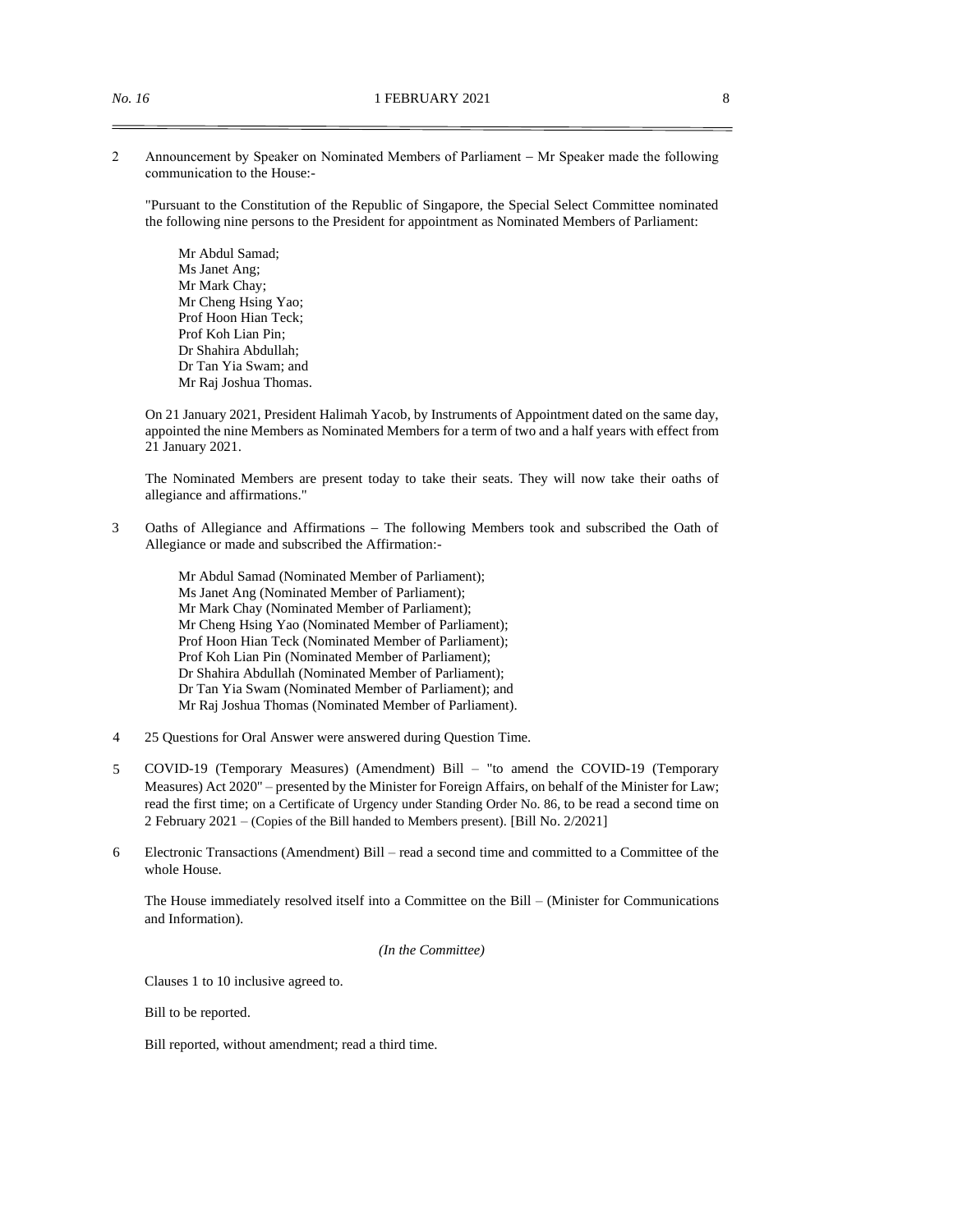2 Announcement by Speaker on Nominated Members of Parliament – Mr Speaker made the following communication to the House:-

"Pursuant to the Constitution of the Republic of Singapore, the Special Select Committee nominated the following nine persons to the President for appointment as Nominated Members of Parliament:

Mr Abdul Samad;
Ms Janet Ang;
Mr Mark Chay;
Mr Cheng Hsing Yao;
Prof Hoon Hian Teck;
Prof Koh Lian Pin;
Dr Shahira Abdullah;
Dr Tan Yia Swam; and
Mr Raj Joshua Thomas.

On 21 January 2021, President Halimah Yacob, by Instruments of Appointment dated on the same day, appointed the nine Members as Nominated Members for a term of two and a half years with effect from 21 January 2021.

The Nominated Members are present today to take their seats. They will now take their oaths of allegiance and affirmations."

3 Oaths of Allegiance and Affirmations – The following Members took and subscribed the Oath of Allegiance or made and subscribed the Affirmation:-

Mr Abdul Samad (Nominated Member of Parliament);
Ms Janet Ang (Nominated Member of Parliament);
Mr Mark Chay (Nominated Member of Parliament);
Mr Cheng Hsing Yao (Nominated Member of Parliament);
Prof Hoon Hian Teck (Nominated Member of Parliament);
Prof Koh Lian Pin (Nominated Member of Parliament);
Dr Shahira Abdullah (Nominated Member of Parliament);
Dr Tan Yia Swam (Nominated Member of Parliament); and
Mr Raj Joshua Thomas (Nominated Member of Parliament).

4 25 Questions for Oral Answer were answered during Question Time.

5 COVID-19 (Temporary Measures) (Amendment) Bill – "to amend the COVID-19 (Temporary Measures) Act 2020" – presented by the Minister for Foreign Affairs, on behalf of the Minister for Law; read the first time; on a Certificate of Urgency under Standing Order No. 86, to be read a second time on 2 February 2021 – (Copies of the Bill handed to Members present). [Bill No. 2/2021]

6 Electronic Transactions (Amendment) Bill – read a second time and committed to a Committee of the whole House.

The House immediately resolved itself into a Committee on the Bill – (Minister for Communications and Information).

*(In the Committee)*

Clauses 1 to 10 inclusive agreed to.

Bill to be reported.

Bill reported, without amendment; read a third time.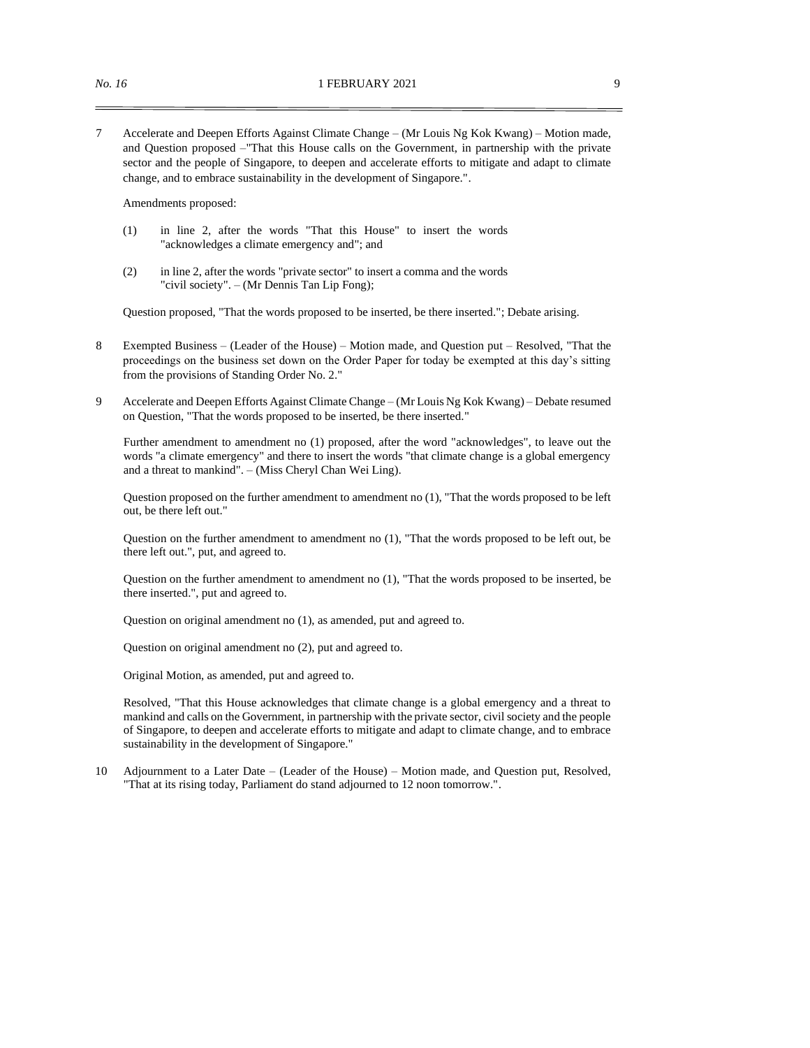7 Accelerate and Deepen Efforts Against Climate Change – (Mr Louis Ng Kok Kwang) – Motion made, and Question proposed –"That this House calls on the Government, in partnership with the private sector and the people of Singapore, to deepen and accelerate efforts to mitigate and adapt to climate change, and to embrace sustainability in the development of Singapore.".

Amendments proposed:

(1) in line 2, after the words "That this House" to insert the words "acknowledges a climate emergency and"; and

(2) in line 2, after the words "private sector" to insert a comma and the words "civil society". – (Mr Dennis Tan Lip Fong);

Question proposed, "That the words proposed to be inserted, be there inserted."; Debate arising.

8 Exempted Business – (Leader of the House) – Motion made, and Question put – Resolved, "That the proceedings on the business set down on the Order Paper for today be exempted at this day's sitting from the provisions of Standing Order No. 2."

9 Accelerate and Deepen Efforts Against Climate Change – (Mr Louis Ng Kok Kwang) – Debate resumed on Question, "That the words proposed to be inserted, be there inserted."

Further amendment to amendment no (1) proposed, after the word "acknowledges", to leave out the words "a climate emergency" and there to insert the words "that climate change is a global emergency and a threat to mankind". – (Miss Cheryl Chan Wei Ling).

Question proposed on the further amendment to amendment no (1), "That the words proposed to be left out, be there left out."

Question on the further amendment to amendment no (1), "That the words proposed to be left out, be there left out.", put, and agreed to.

Question on the further amendment to amendment no (1), "That the words proposed to be inserted, be there inserted.", put and agreed to.

Question on original amendment no (1), as amended, put and agreed to.

Question on original amendment no (2), put and agreed to.

Original Motion, as amended, put and agreed to.

Resolved, "That this House acknowledges that climate change is a global emergency and a threat to mankind and calls on the Government, in partnership with the private sector, civil society and the people of Singapore, to deepen and accelerate efforts to mitigate and adapt to climate change, and to embrace sustainability in the development of Singapore."

10 Adjournment to a Later Date – (Leader of the House) – Motion made, and Question put, Resolved, "That at its rising today, Parliament do stand adjourned to 12 noon tomorrow.".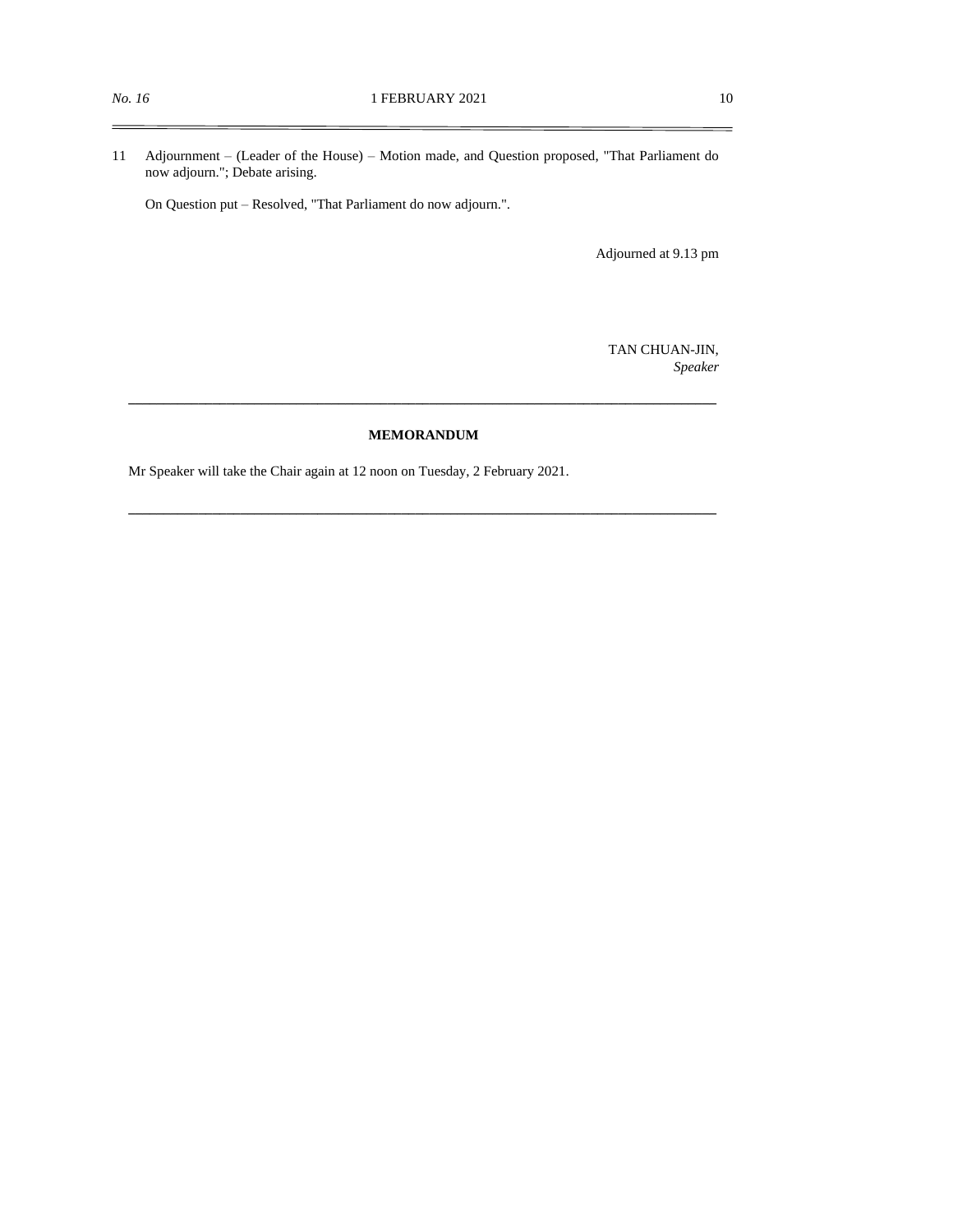11 Adjournment – (Leader of the House) – Motion made, and Question proposed, "That Parliament do now adjourn."; Debate arising.

On Question put – Resolved, "That Parliament do now adjourn.".

Adjourned at 9.13 pm

TAN CHUAN-JIN,
*Speaker*

---

**MEMORANDUM**

Mr Speaker will take the Chair again at 12 noon on Tuesday, 2 February 2021.

---